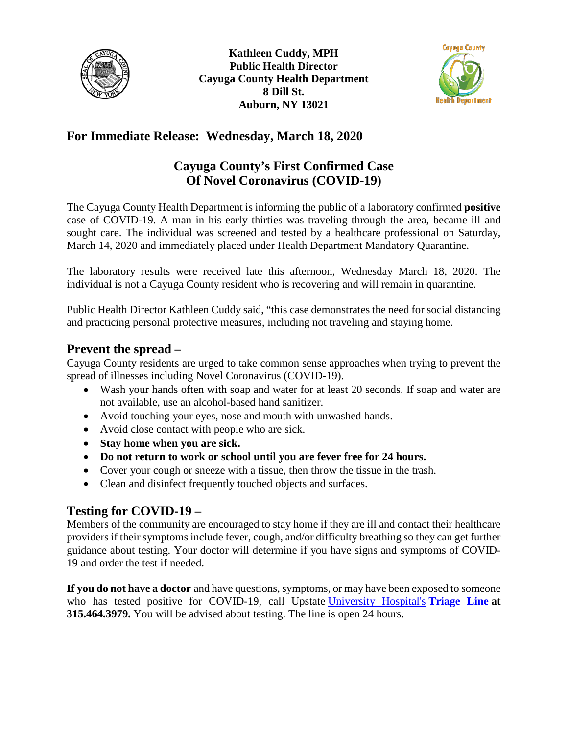**Kathleen Cuddy, MPH**
**Public Health Director**
**Cayuga County Health Department**
**8 Dill St.**
**Auburn, NY 13021**

## For Immediate Release: Wednesday, March 18, 2020

# Cayuga County's First Confirmed Case Of Novel Coronavirus (COVID-19)

The Cayuga County Health Department is informing the public of a laboratory confirmed **positive** case of COVID-19. A man in his early thirties was traveling through the area, became ill and sought care. The individual was screened and tested by a healthcare professional on Saturday, March 14, 2020 and immediately placed under Health Department Mandatory Quarantine.

The laboratory results were received late this afternoon, Wednesday March 18, 2020. The individual is not a Cayuga County resident who is recovering and will remain in quarantine.

Public Health Director Kathleen Cuddy said, "this case demonstrates the need for social distancing and practicing personal protective measures, including not traveling and staying home.

## Prevent the spread –

Cayuga County residents are urged to take common sense approaches when trying to prevent the spread of illnesses including Novel Coronavirus (COVID-19).

- Wash your hands often with soap and water for at least 20 seconds. If soap and water are not available, use an alcohol-based hand sanitizer.
- Avoid touching your eyes, nose and mouth with unwashed hands.
- Avoid close contact with people who are sick.
- **Stay home when you are sick.**
- **Do not return to work or school until you are fever free for 24 hours.**
- Cover your cough or sneeze with a tissue, then throw the tissue in the trash.
- Clean and disinfect frequently touched objects and surfaces.

## Testing for COVID-19 –

Members of the community are encouraged to stay home if they are ill and contact their healthcare providers if their symptoms include fever, cough, and/or difficulty breathing so they can get further guidance about testing. Your doctor will determine if you have signs and symptoms of COVID-19 and order the test if needed.

**If you do not have a doctor** and have questions, symptoms, or may have been exposed to someone who has tested positive for COVID-19, call Upstate University Hospital's **Triage Line at 315.464.3979.** You will be advised about testing. The line is open 24 hours.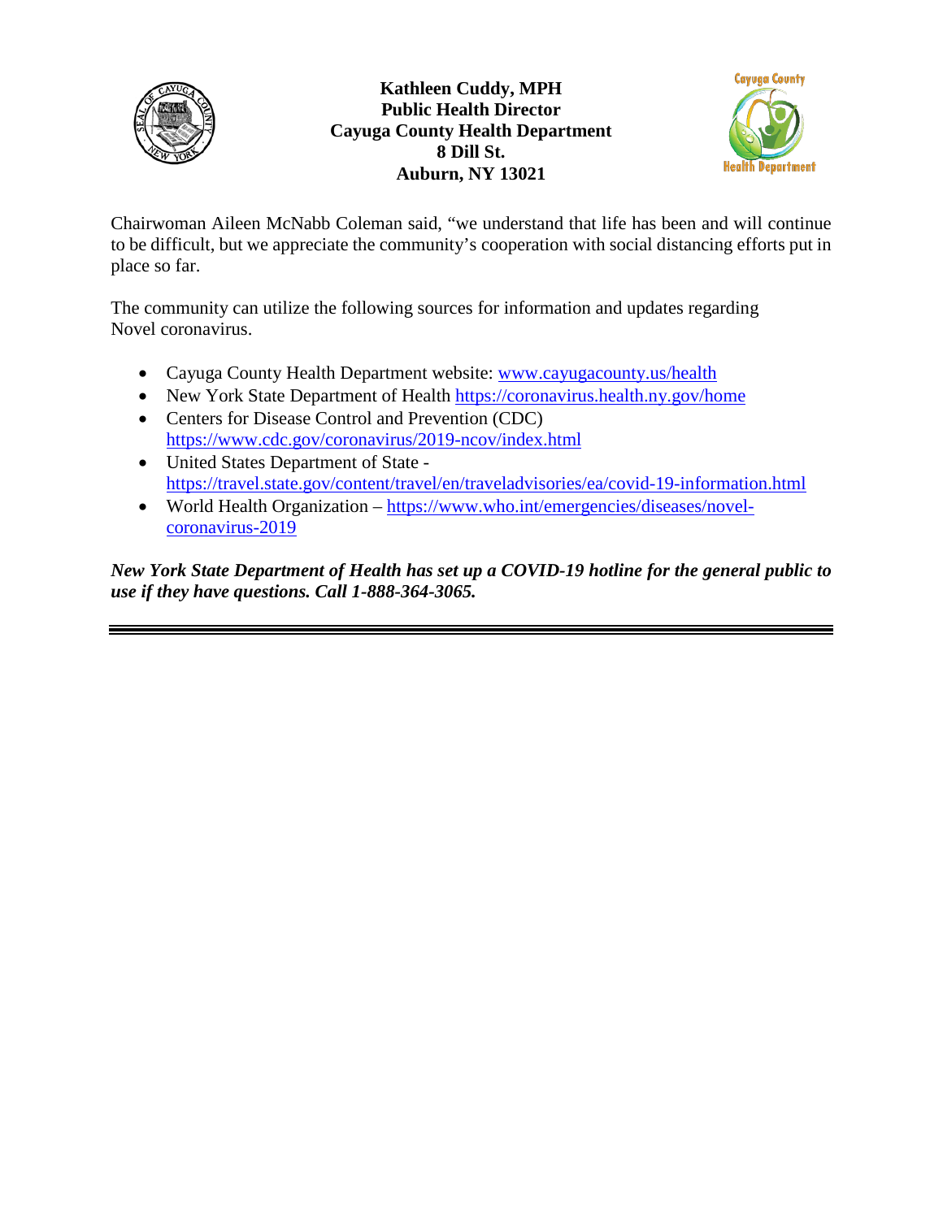**Kathleen Cuddy, MPH**
**Public Health Director**
**Cayuga County Health Department**
**8 Dill St.**
**Auburn, NY 13021**

Chairwoman Aileen McNabb Coleman said, "we understand that life has been and will continue to be difficult, but we appreciate the community's cooperation with social distancing efforts put in place so far.

The community can utilize the following sources for information and updates regarding Novel coronavirus.

- Cayuga County Health Department website: www.cayugacounty.us/health
- New York State Department of Health https://coronavirus.health.ny.gov/home
- Centers for Disease Control and Prevention (CDC) https://www.cdc.gov/coronavirus/2019-ncov/index.html
- United States Department of State - https://travel.state.gov/content/travel/en/traveladvisories/ea/covid-19-information.html
- World Health Organization – https://www.who.int/emergencies/diseases/novel-coronavirus-2019

***New York State Department of Health has set up a COVID-19 hotline for the general public to use if they have questions. Call 1-888-364-3065.***